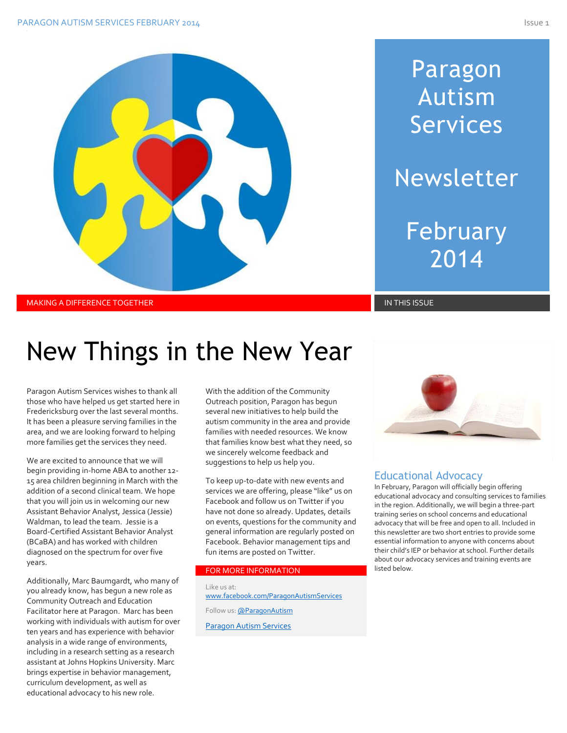# Paragon Autism Services

# Newsletter

# February 2014

MAKING A DIFFERENCE TOGETHER

IN THIS ISSUE

## New Things in the New Year

Paragon Autism Services wishes to thank all those who have helped us get started here in Fredericksburg over the last several months. It has been a pleasure serving families in the area, and we are looking forward to helping more families get the services they need.

We are excited to announce that we will begin providing in-home ABA to another 12-15 area children beginning in March with the addition of a second clinical team. We hope that you will join us in welcoming our new Assistant Behavior Analyst, Jessica (Jessie) Waldman, to lead the team. Jessie is a Board-Certified Assistant Behavior Analyst (BCaBA) and has worked with children diagnosed on the spectrum for over five years.

Additionally, Marc Baumgardt, who many of you already know, has begun a new role as Community Outreach and Education Facilitator here at Paragon. Marc has been working with individuals with autism for over ten years and has experience with behavior analysis in a wide range of environments, including in a research setting as a research assistant at Johns Hopkins University. Marc brings expertise in behavior management, curriculum development, as well as educational advocacy to his new role.

With the addition of the Community Outreach position, Paragon has begun several new initiatives to help build the autism community in the area and provide families with needed resources. We know that families know best what they need, so we sincerely welcome feedback and suggestions to help us help you.

To keep up-to-date with new events and services we are offering, please "like" us on Facebook and follow us on Twitter if you have not done so already. Updates, details on events, questions for the community and general information are regularly posted on Facebook. Behavior management tips and fun items are posted on Twitter.

**FOR MORE INFORMATION**

Like us at: [www.facebook.com/ParagonAutismServices](www.facebook.com/ParagonAutismServices)

Follow us: @ParagonAutism

Paragon Autism Services

### Educational Advocacy

In February, Paragon will officially begin offering educational advocacy and consulting services to families in the region. Additionally, we will begin a three-part training series on school concerns and educational advocacy that will be free and open to all. Included in this newsletter are two short entries to provide some essential information to anyone with concerns about their child's IEP or behavior at school. Further details about our advocacy services and training events are listed below.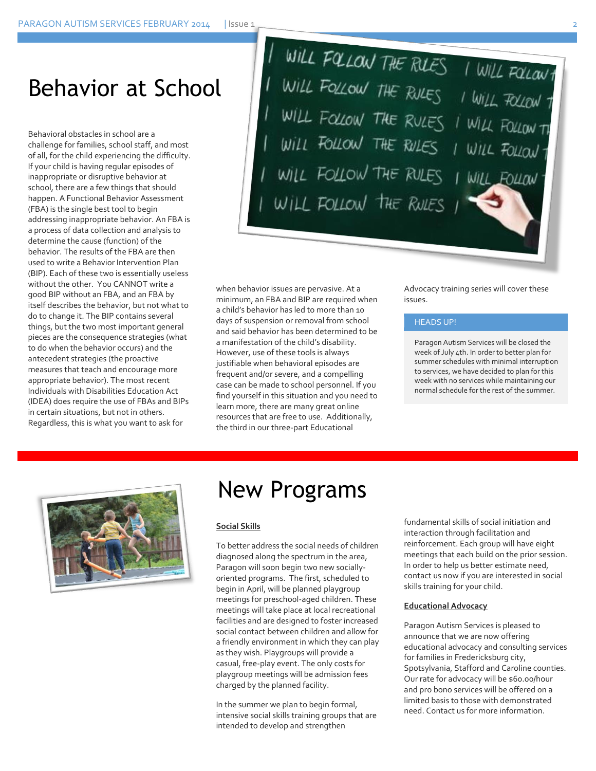# Behavior at School

Behavioral obstacles in school are a challenge for families, school staff, and most of all, for the child experiencing the difficulty. If your child is having regular episodes of inappropriate or disruptive behavior at school, there are a few things that should happen. A Functional Behavior Assessment (FBA) is the single best tool to begin addressing inappropriate behavior. An FBA is a process of data collection and analysis to determine the cause (function) of the behavior. The results of the FBA are then used to write a Behavior Intervention Plan (BIP). Each of these two is essentially useless without the other. You CANNOT write a good BIP without an FBA, and an FBA by itself describes the behavior, but not what to do to change it. The BIP contains several things, but the two most important general pieces are the consequence strategies (what to do when the behavior occurs) and the antecedent strategies (the proactive measures that teach and encourage more appropriate behavior). The most recent Individuals with Disabilities Education Act (IDEA) does require the use of FBAs and BIPs in certain situations, but not in others. Regardless, this is what you want to ask for when behavior issues are pervasive. At a minimum, an FBA and BIP are required when a child's behavior has led to more than 10 days of suspension or removal from school and said behavior has been determined to be a manifestation of the child's disability. However, use of these tools is always justifiable when behavioral episodes are frequent and/or severe, and a compelling case can be made to school personnel. If you find yourself in this situation and you need to learn more, there are many great online resources that are free to use. Additionally, the third in our three-part Educational Advocacy training series will cover these issues.

## HEADS UP!

Paragon Autism Services will be closed the week of July 4th. In order to better plan for summer schedules with minimal interruption to services, we have decided to plan for this week with no services while maintaining our normal schedule for the rest of the summer.

# New Programs

**Social Skills**

To better address the social needs of children diagnosed along the spectrum in the area, Paragon will soon begin two new socially-oriented programs. The first, scheduled to begin in April, will be planned playgroup meetings for preschool-aged children. These meetings will take place at local recreational facilities and are designed to foster increased social contact between children and allow for a friendly environment in which they can play as they wish. Playgroups will provide a casual, free-play event. The only costs for playgroup meetings will be admission fees charged by the planned facility.

In the summer we plan to begin formal, intensive social skills training groups that are intended to develop and strengthen fundamental skills of social initiation and interaction through facilitation and reinforcement. Each group will have eight meetings that each build on the prior session. In order to help us better estimate need, contact us now if you are interested in social skills training for your child.

**Educational Advocacy**

Paragon Autism Services is pleased to announce that we are now offering educational advocacy and consulting services for families in Fredericksburg city, Spotsylvania, Stafford and Caroline counties. Our rate for advocacy will be $60.00/hour and pro bono services will be offered on a limited basis to those with demonstrated need. Contact us for more information.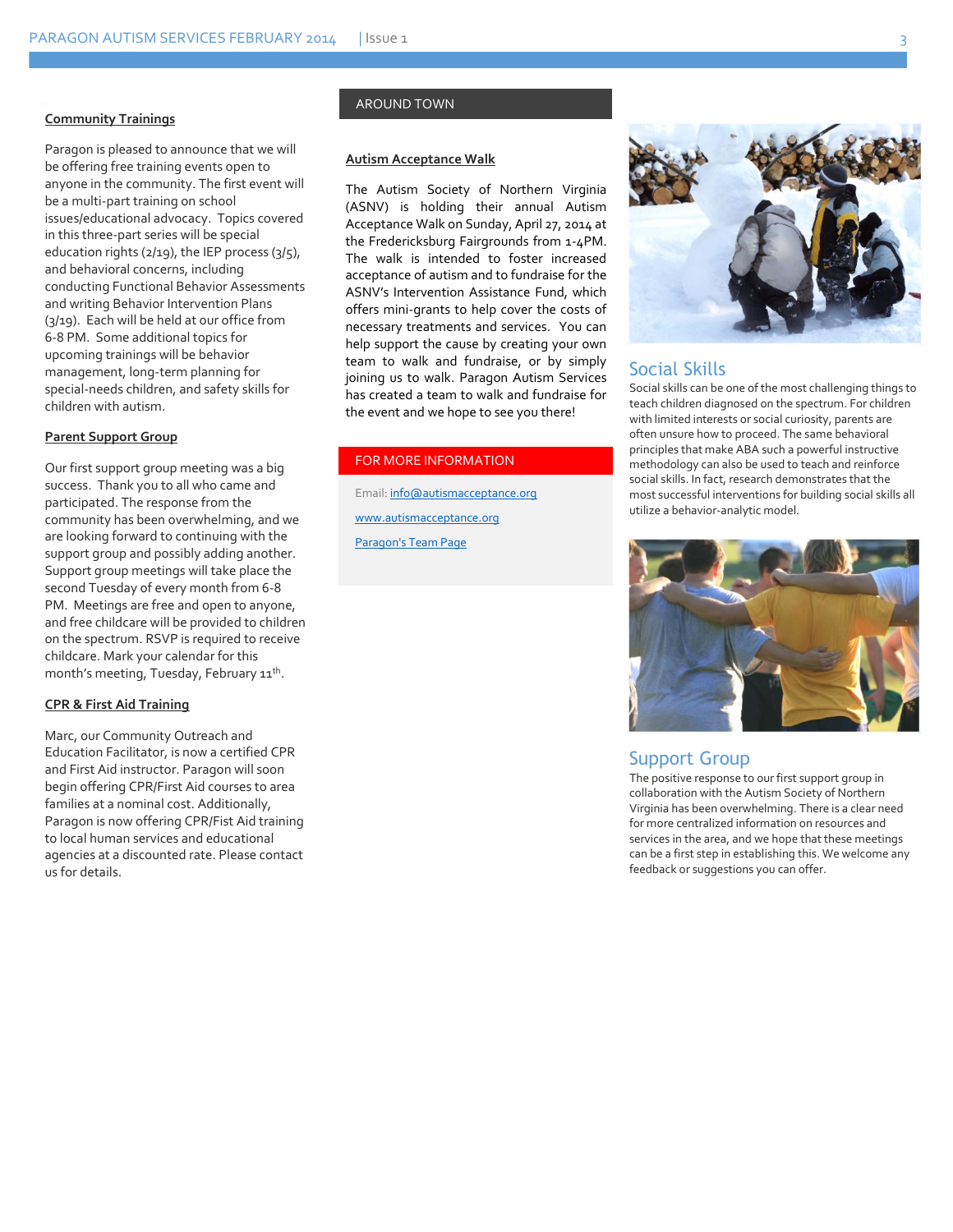### Community Trainings

Paragon is pleased to announce that we will be offering free training events open to anyone in the community. The first event will be a multi-part training on school issues/educational advocacy. Topics covered in this three-part series will be special education rights (2/19), the IEP process (3/5), and behavioral concerns, including conducting Functional Behavior Assessments and writing Behavior Intervention Plans (3/19). Each will be held at our office from 6-8 PM. Some additional topics for upcoming trainings will be behavior management, long-term planning for special-needs children, and safety skills for children with autism.

### Parent Support Group

Our first support group meeting was a big success. Thank you to all who came and participated. The response from the community has been overwhelming, and we are looking forward to continuing with the support group and possibly adding another. Support group meetings will take place the second Tuesday of every month from 6-8 PM. Meetings are free and open to anyone, and free childcare will be provided to children on the spectrum. RSVP is required to receive childcare. Mark your calendar for this month's meeting, Tuesday, February 11th.

### CPR & First Aid Training

Marc, our Community Outreach and Education Facilitator, is now a certified CPR and First Aid instructor. Paragon will soon begin offering CPR/First Aid courses to area families at a nominal cost. Additionally, Paragon is now offering CPR/Fist Aid training to local human services and educational agencies at a discounted rate. Please contact us for details.

## AROUND TOWN

### Autism Acceptance Walk

The Autism Society of Northern Virginia (ASNV) is holding their annual Autism Acceptance Walk on Sunday, April 27, 2014 at the Fredericksburg Fairgrounds from 1-4PM. The walk is intended to foster increased acceptance of autism and to fundraise for the ASNV's Intervention Assistance Fund, which offers mini-grants to help cover the costs of necessary treatments and services. You can help support the cause by creating your own team to walk and fundraise, or by simply joining us to walk. Paragon Autism Services has created a team to walk and fundraise for the event and we hope to see you there!

## FOR MORE INFORMATION

Email: info@autismacceptance.org

www.autismacceptance.org

Paragon's Team Page

## Social Skills

Social skills can be one of the most challenging things to teach children diagnosed on the spectrum. For children with limited interests or social curiosity, parents are often unsure how to proceed. The same behavioral principles that make ABA such a powerful instructive methodology can also be used to teach and reinforce social skills. In fact, research demonstrates that the most successful interventions for building social skills all utilize a behavior-analytic model.

## Support Group

The positive response to our first support group in collaboration with the Autism Society of Northern Virginia has been overwhelming. There is a clear need for more centralized information on resources and services in the area, and we hope that these meetings can be a first step in establishing this. We welcome any feedback or suggestions you can offer.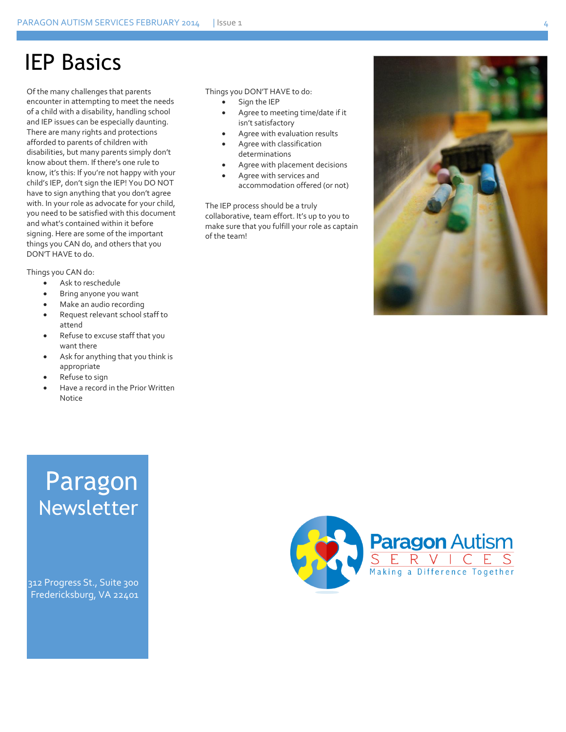# IEP Basics

Of the many challenges that parents encounter in attempting to meet the needs of a child with a disability, handling school and IEP issues can be especially daunting. There are many rights and protections afforded to parents of children with disabilities, but many parents simply don't know about them. If there's one rule to know, it's this: If you're not happy with your child's IEP, don't sign the IEP! You DO NOT have to sign anything that you don't agree with. In your role as advocate for your child, you need to be satisfied with this document and what's contained within it before signing. Here are some of the important things you CAN do, and others that you DON'T HAVE to do.

Things you CAN do:

- Ask to reschedule
- Bring anyone you want
- Make an audio recording
- Request relevant school staff to attend
- Refuse to excuse staff that you want there
- Ask for anything that you think is appropriate
- Refuse to sign
- Have a record in the Prior Written Notice

Things you DON'T HAVE to do:

- Sign the IEP
- Agree to meeting time/date if it isn't satisfactory
- Agree with evaluation results
- Agree with classification determinations
- Agree with placement decisions
- Agree with services and accommodation offered (or not)

The IEP process should be a truly collaborative, team effort. It's up to you to make sure that you fulfill your role as captain of the team!

## Paragon Newsletter

312 Progress St., Suite 300
Fredericksburg, VA 22401

Paragon Autism SERVICES
Making a Difference Together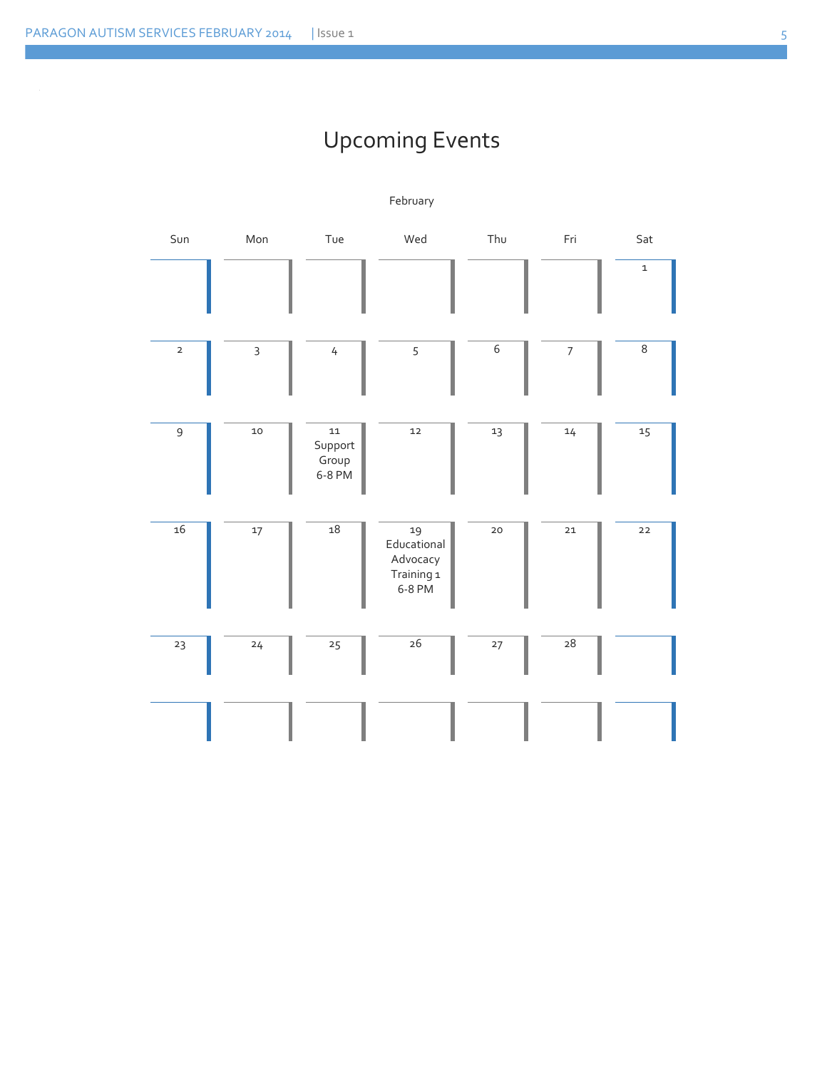# Upcoming Events

February

| Sun | Mon | Tue | Wed | Thu | Fri | Sat |
|---|---|---|---|---|---|---|
| | | | | | | 1 |
| 2 | 3 | 4 | 5 | 6 | 7 | 8 |
| 9 | 10 | 11 Support Group 6-8 PM | 12 | 13 | 14 | 15 |
| 16 | 17 | 18 | 19 Educational Advocacy Training 1 6-8 PM | 20 | 21 | 22 |
| 23 | 24 | 25 | 26 | 27 | 28 | |
| | | | | | | |